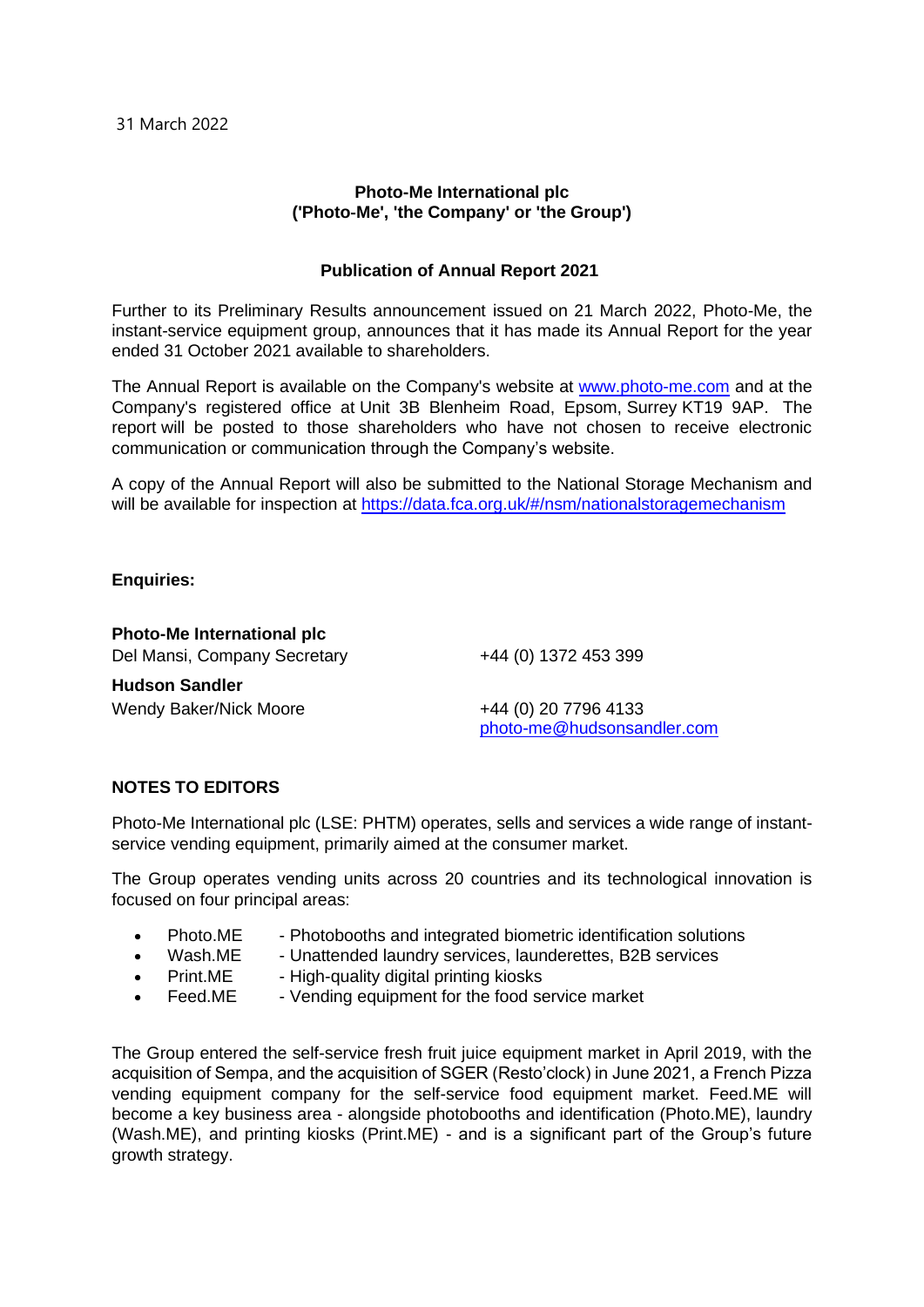31 March 2022

**Photo-Me International plc**
**('Photo-Me', 'the Company' or 'the Group')**

**Publication of Annual Report 2021**

Further to its Preliminary Results announcement issued on 21 March 2022, Photo-Me, the instant-service equipment group, announces that it has made its Annual Report for the year ended 31 October 2021 available to shareholders.

The Annual Report is available on the Company's website at www.photo-me.com and at the Company's registered office at Unit 3B Blenheim Road, Epsom, Surrey KT19 9AP. The report will be posted to those shareholders who have not chosen to receive electronic communication or communication through the Company's website.

A copy of the Annual Report will also be submitted to the National Storage Mechanism and will be available for inspection at https://data.fca.org.uk/#/nsm/nationalstoragemechanism

**Enquiries:**

**Photo-Me International plc**
Del Mansi, Company Secretary +44 (0) 1372 453 399

**Hudson Sandler**
Wendy Baker/Nick Moore +44 (0) 20 7796 4133
photo-me@hudsonsandler.com

**NOTES TO EDITORS**

Photo-Me International plc (LSE: PHTM) operates, sells and services a wide range of instant-service vending equipment, primarily aimed at the consumer market.

The Group operates vending units across 20 countries and its technological innovation is focused on four principal areas:

- Photo.ME - Photobooths and integrated biometric identification solutions
- Wash.ME - Unattended laundry services, launderettes, B2B services
- Print.ME - High-quality digital printing kiosks
- Feed.ME - Vending equipment for the food service market

The Group entered the self-service fresh fruit juice equipment market in April 2019, with the acquisition of Sempa, and the acquisition of SGER (Resto'clock) in June 2021, a French Pizza vending equipment company for the self-service food equipment market. Feed.ME will become a key business area - alongside photobooths and identification (Photo.ME), laundry (Wash.ME), and printing kiosks (Print.ME) - and is a significant part of the Group's future growth strategy.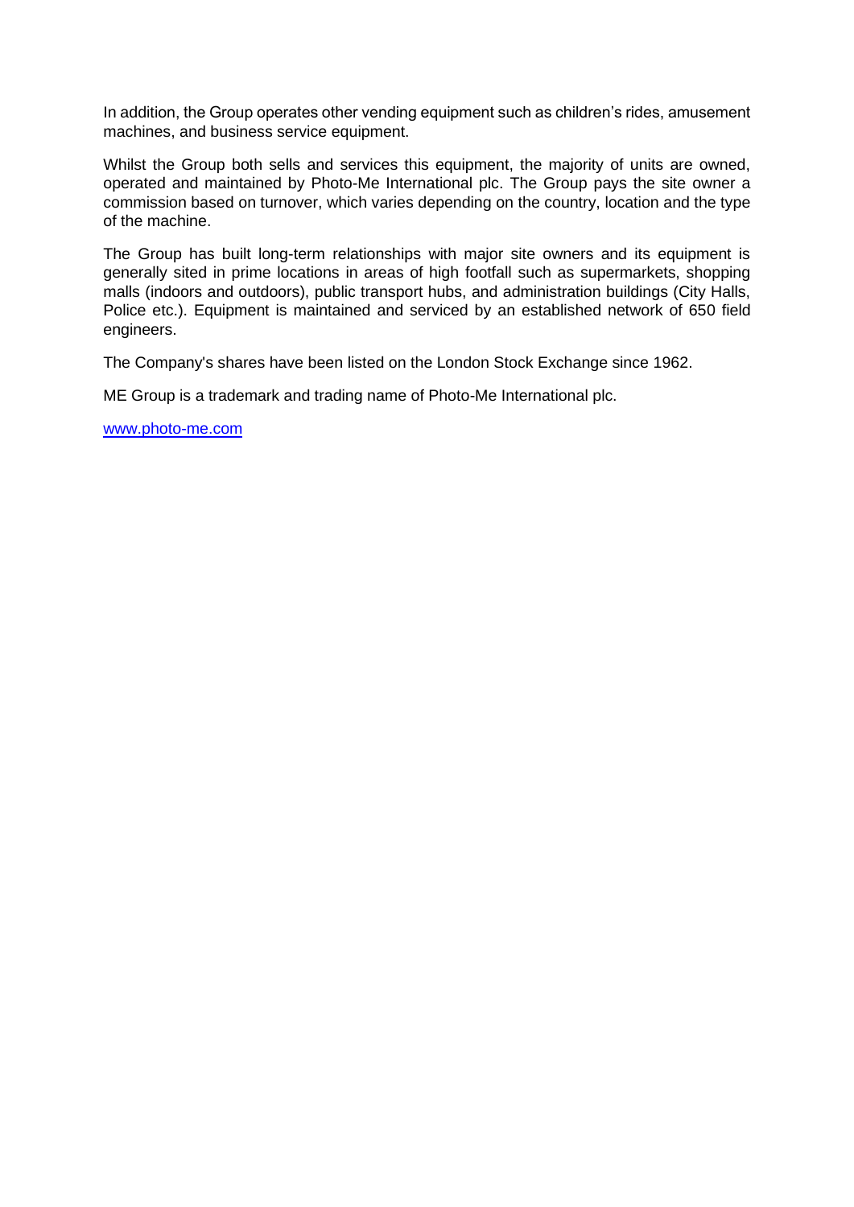In addition, the Group operates other vending equipment such as children's rides, amusement machines, and business service equipment.

Whilst the Group both sells and services this equipment, the majority of units are owned, operated and maintained by Photo-Me International plc. The Group pays the site owner a commission based on turnover, which varies depending on the country, location and the type of the machine.

The Group has built long-term relationships with major site owners and its equipment is generally sited in prime locations in areas of high footfall such as supermarkets, shopping malls (indoors and outdoors), public transport hubs, and administration buildings (City Halls, Police etc.). Equipment is maintained and serviced by an established network of 650 field engineers.

The Company's shares have been listed on the London Stock Exchange since 1962.

ME Group is a trademark and trading name of Photo-Me International plc.

[www.photo-me.com](http://www.photo-me.com)